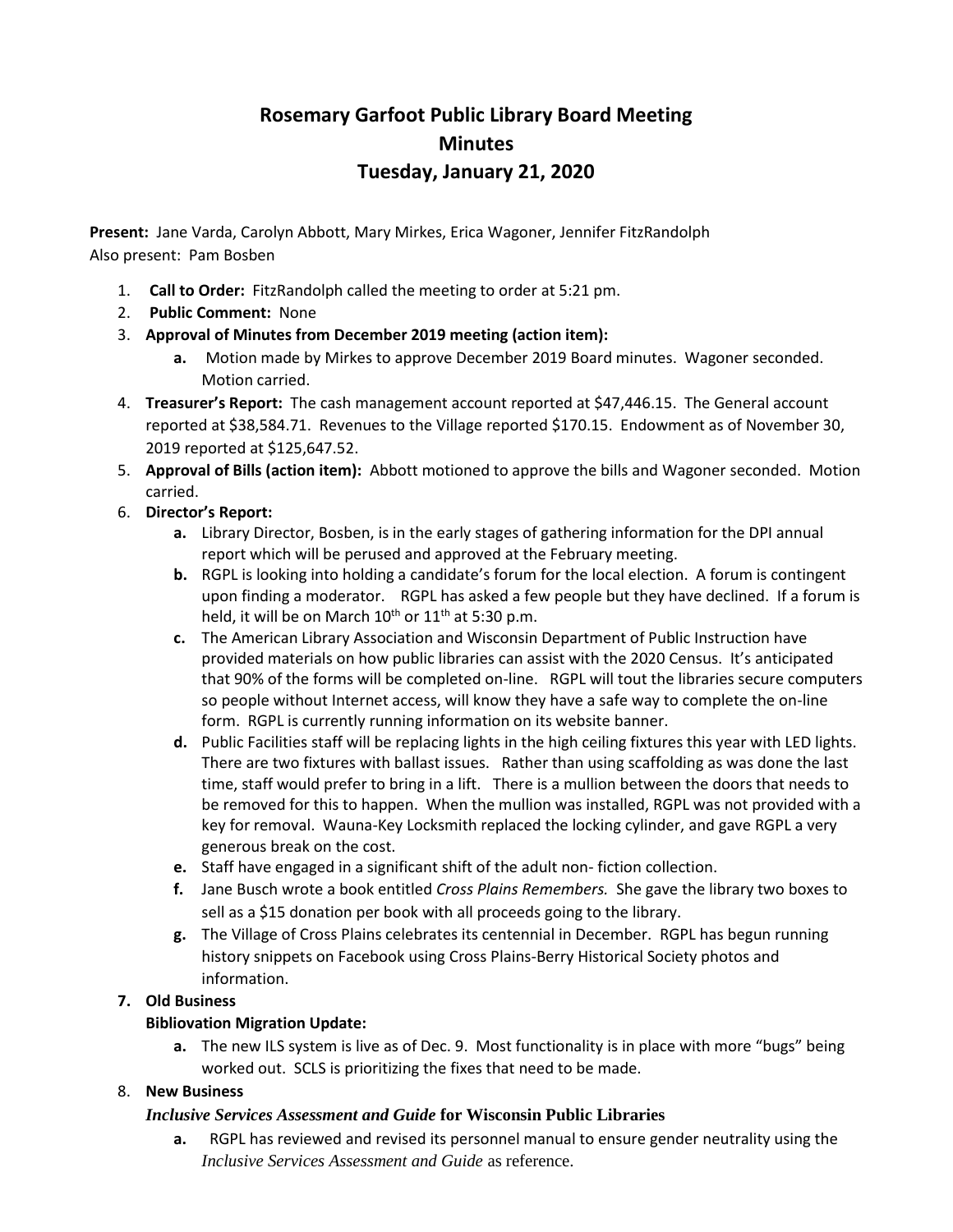# Rosemary Garfoot Public Library Board Meeting
# Minutes
# Tuesday, January 21, 2020

**Present:** Jane Varda, Carolyn Abbott, Mary Mirkes, Erica Wagoner, Jennifer FitzRandolph
Also present: Pam Bosben

1. **Call to Order:** FitzRandolph called the meeting to order at 5:21 pm.
2. **Public Comment:** None
3. **Approval of Minutes from December 2019 meeting (action item):**
   a. Motion made by Mirkes to approve December 2019 Board minutes. Wagoner seconded. Motion carried.
4. **Treasurer's Report:** The cash management account reported at $47,446.15. The General account reported at $38,584.71. Revenues to the Village reported $170.15. Endowment as of November 30, 2019 reported at $125,647.52.
5. **Approval of Bills (action item):** Abbott motioned to approve the bills and Wagoner seconded. Motion carried.
6. **Director's Report:**
   a. Library Director, Bosben, is in the early stages of gathering information for the DPI annual report which will be perused and approved at the February meeting.
   b. RGPL is looking into holding a candidate's forum for the local election. A forum is contingent upon finding a moderator. RGPL has asked a few people but they have declined. If a forum is held, it will be on March 10th or 11th at 5:30 p.m.
   c. The American Library Association and Wisconsin Department of Public Instruction have provided materials on how public libraries can assist with the 2020 Census. It's anticipated that 90% of the forms will be completed on-line. RGPL will tout the libraries secure computers so people without Internet access, will know they have a safe way to complete the on-line form. RGPL is currently running information on its website banner.
   d. Public Facilities staff will be replacing lights in the high ceiling fixtures this year with LED lights. There are two fixtures with ballast issues. Rather than using scaffolding as was done the last time, staff would prefer to bring in a lift. There is a mullion between the doors that needs to be removed for this to happen. When the mullion was installed, RGPL was not provided with a key for removal. Wauna-Key Locksmith replaced the locking cylinder, and gave RGPL a very generous break on the cost.
   e. Staff have engaged in a significant shift of the adult non- fiction collection.
   f. Jane Busch wrote a book entitled *Cross Plains Remembers.* She gave the library two boxes to sell as a $15 donation per book with all proceeds going to the library.
   g. The Village of Cross Plains celebrates its centennial in December. RGPL has begun running history snippets on Facebook using Cross Plains-Berry Historical Society photos and information.
7. **Old Business**

   **Bibliovation Migration Update:**
   a. The new ILS system is live as of Dec. 9. Most functionality is in place with more "bugs" being worked out. SCLS is prioritizing the fixes that need to be made.
8. **New Business**

   ***Inclusive Services Assessment and Guide* for Wisconsin Public Libraries**
   a. RGPL has reviewed and revised its personnel manual to ensure gender neutrality using the *Inclusive Services Assessment and Guide* as reference.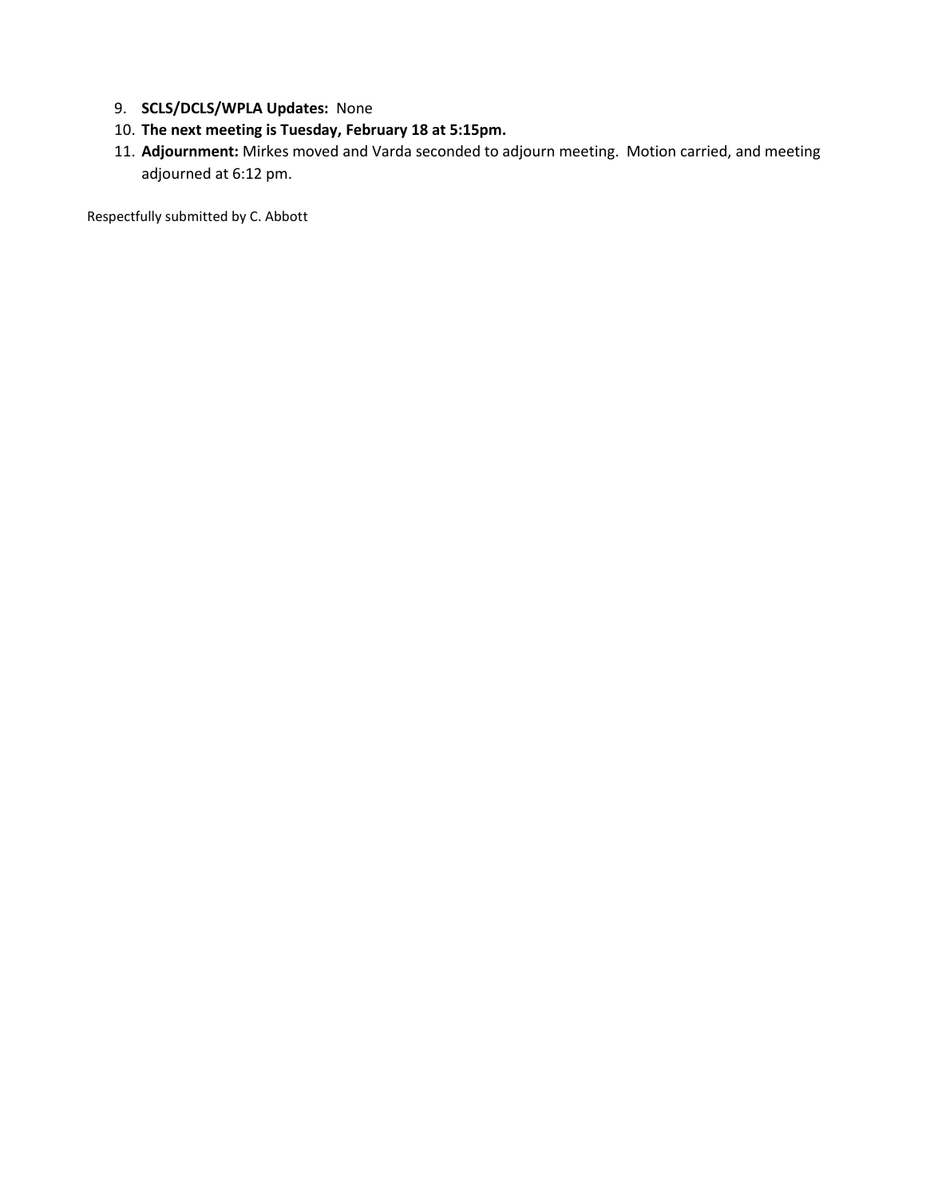9. **SCLS/DCLS/WPLA Updates:** None
10. **The next meeting is Tuesday, February 18 at 5:15pm.**
11. **Adjournment:** Mirkes moved and Varda seconded to adjourn meeting. Motion carried, and meeting adjourned at 6:12 pm.

Respectfully submitted by C. Abbott